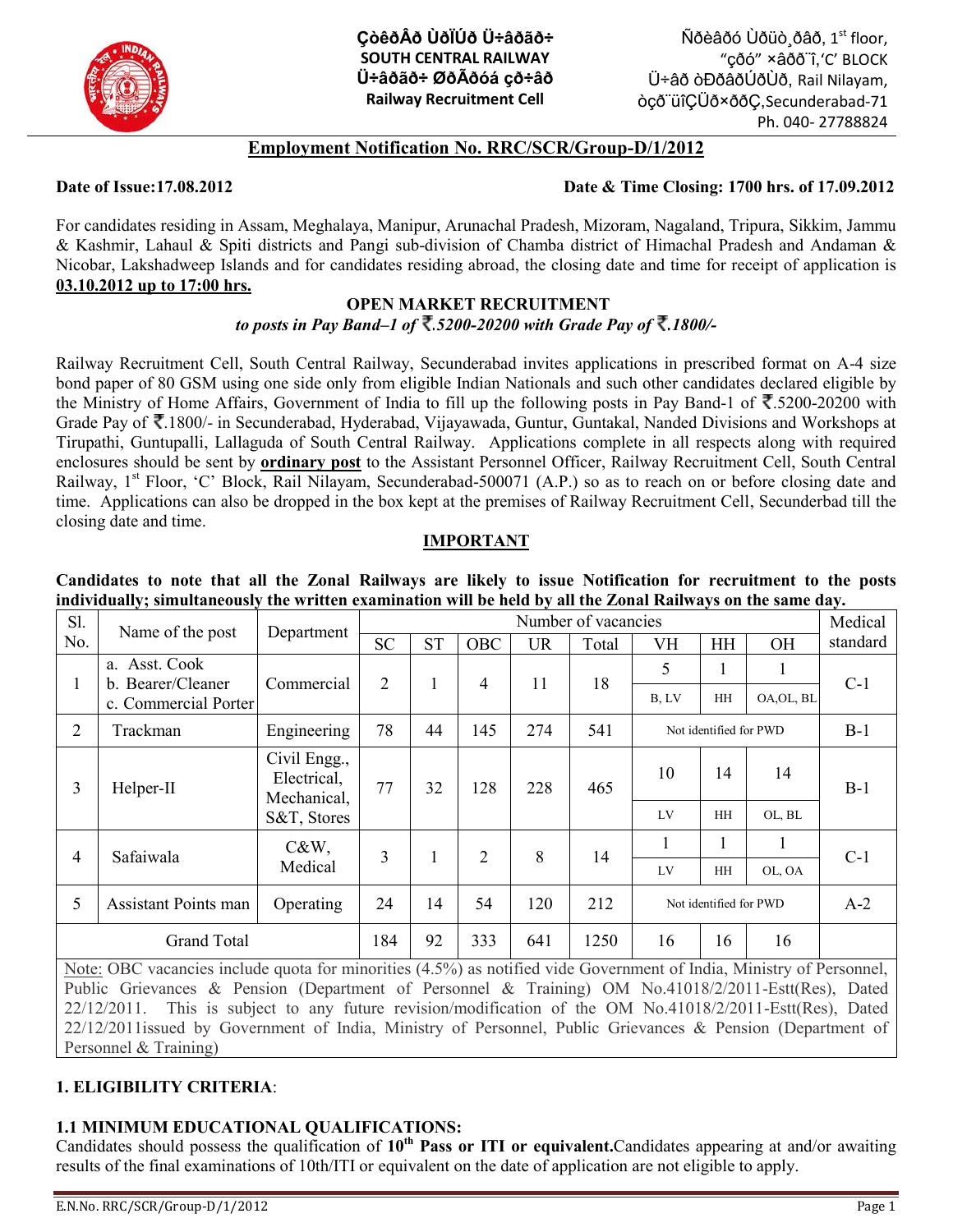ÇòêðÂð ÙðÏÚð Ü÷âðãð÷
**SOUTH CENTRAL RAILWAY**
Ü÷âðãð÷ ØðÃðóá çð÷âð
**Railway Recruitment Cell**

Ñðèâðó Ùðüò¸ðâð, 1st floor,
"çðó" ×âðð¨î,'C' BLOCK
Ü÷âð òÐðâðÚðÙð, Rail Nilayam,
òçð¨üîÇÜð×ððÇ,Secunderabad-71
Ph. 040- 27788824

## Employment Notification No. RRC/SCR/Group-D/1/2012

**Date of Issue:17.08.2012** **Date & Time Closing: 1700 hrs. of 17.09.2012**

For candidates residing in Assam, Meghalaya, Manipur, Arunachal Pradesh, Mizoram, Nagaland, Tripura, Sikkim, Jammu & Kashmir, Lahaul & Spiti districts and Pangi sub-division of Chamba district of Himachal Pradesh and Andaman & Nicobar, Lakshadweep Islands and for candidates residing abroad, the closing date and time for receipt of application is **03.10.2012 up to 17:00 hrs.**

### OPEN MARKET RECRUITMENT

***to posts in Pay Band–1 of ₹.5200-20200 with Grade Pay of ₹.1800/-***

Railway Recruitment Cell, South Central Railway, Secunderabad invites applications in prescribed format on A-4 size bond paper of 80 GSM using one side only from eligible Indian Nationals and such other candidates declared eligible by the Ministry of Home Affairs, Government of India to fill up the following posts in Pay Band-1 of ₹.5200-20200 with Grade Pay of ₹.1800/- in Secunderabad, Hyderabad, Vijayawada, Guntur, Guntakal, Nanded Divisions and Workshops at Tirupathi, Guntupalli, Lallaguda of South Central Railway. Applications complete in all respects along with required enclosures should be sent by **ordinary post** to the Assistant Personnel Officer, Railway Recruitment Cell, South Central Railway, 1st Floor, 'C' Block, Rail Nilayam, Secunderabad-500071 (A.P.) so as to reach on or before closing date and time. Applications can also be dropped in the box kept at the premises of Railway Recruitment Cell, Secunderbad till the closing date and time.

### IMPORTANT

**Candidates to note that all the Zonal Railways are likely to issue Notification for recruitment to the posts individually; simultaneously the written examination will be held by all the Zonal Railways on the same day.**

| Sl. No. | Name of the post | Department | Number of vacancies | | | | | | | | Medical standard |
|---|---|---|---|---|---|---|---|---|---|---|---|
| | | | SC | ST | OBC | UR | Total | VH | HH | OH | |
| 1 | a. Asst. Cook<br>b. Bearer/Cleaner<br>c. Commercial Porter | Commercial | 2 | 1 | 4 | 11 | 18 | 5<br>B, LV | 1<br>HH | 1<br>OA,OL, BL | C-1 |
| 2 | Trackman | Engineering | 78 | 44 | 145 | 274 | 541 | Not identified for PWD | | | B-1 |
| 3 | Helper-II | Civil Engg., Electrical, Mechanical, S&T, Stores | 77 | 32 | 128 | 228 | 465 | 10<br>LV | 14<br>HH | 14<br>OL, BL | B-1 |
| 4 | Safaiwala | C&W, Medical | 3 | 1 | 2 | 8 | 14 | 1<br>LV | 1<br>HH | 1<br>OL, OA | C-1 |
| 5 | Assistant Points man | Operating | 24 | 14 | 54 | 120 | 212 | Not identified for PWD | | | A-2 |
| | Grand Total | | 184 | 92 | 333 | 641 | 1250 | 16 | 16 | 16 | |

Note: OBC vacancies include quota for minorities (4.5%) as notified vide Government of India, Ministry of Personnel, Public Grievances & Pension (Department of Personnel & Training) OM No.41018/2/2011-Estt(Res), Dated 22/12/2011. This is subject to any future revision/modification of the OM No.41018/2/2011-Estt(Res), Dated 22/12/2011issued by Government of India, Ministry of Personnel, Public Grievances & Pension (Department of Personnel & Training)

## 1. ELIGIBILITY CRITERIA:

### 1.1 MINIMUM EDUCATIONAL QUALIFICATIONS:

Candidates should possess the qualification of **10th Pass or ITI or equivalent.** Candidates appearing at and/or awaiting results of the final examinations of 10th/ITI or equivalent on the date of application are not eligible to apply.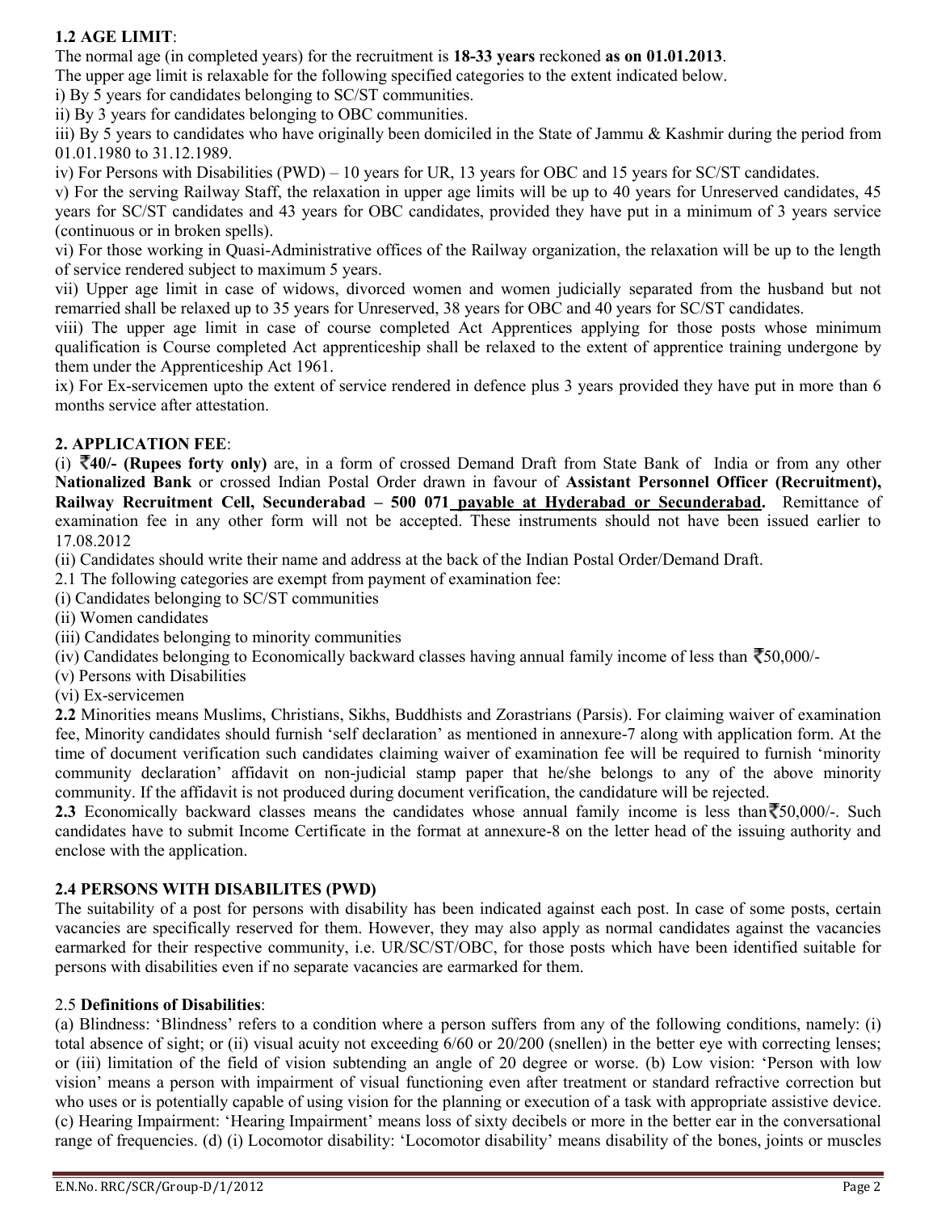**1.2 AGE LIMIT**:

The normal age (in completed years) for the recruitment is **18-33 years** reckoned **as on 01.01.2013**.

The upper age limit is relaxable for the following specified categories to the extent indicated below.

i) By 5 years for candidates belonging to SC/ST communities.

ii) By 3 years for candidates belonging to OBC communities.

iii) By 5 years to candidates who have originally been domiciled in the State of Jammu & Kashmir during the period from 01.01.1980 to 31.12.1989.

iv) For Persons with Disabilities (PWD) – 10 years for UR, 13 years for OBC and 15 years for SC/ST candidates.

v) For the serving Railway Staff, the relaxation in upper age limits will be up to 40 years for Unreserved candidates, 45 years for SC/ST candidates and 43 years for OBC candidates, provided they have put in a minimum of 3 years service (continuous or in broken spells).

vi) For those working in Quasi-Administrative offices of the Railway organization, the relaxation will be up to the length of service rendered subject to maximum 5 years.

vii) Upper age limit in case of widows, divorced women and women judicially separated from the husband but not remarried shall be relaxed up to 35 years for Unreserved, 38 years for OBC and 40 years for SC/ST candidates.

viii) The upper age limit in case of course completed Act Apprentices applying for those posts whose minimum qualification is Course completed Act apprenticeship shall be relaxed to the extent of apprentice training undergone by them under the Apprenticeship Act 1961.

ix) For Ex-servicemen upto the extent of service rendered in defence plus 3 years provided they have put in more than 6 months service after attestation.

**2. APPLICATION FEE**:

(i) **₹40/- (Rupees forty only)** are, in a form of crossed Demand Draft from State Bank of India or from any other **Nationalized Bank** or crossed Indian Postal Order drawn in favour of **Assistant Personnel Officer (Recruitment), Railway Recruitment Cell, Secunderabad – 500 071 payable at Hyderabad or Secunderabad.** Remittance of examination fee in any other form will not be accepted. These instruments should not have been issued earlier to 17.08.2012

(ii) Candidates should write their name and address at the back of the Indian Postal Order/Demand Draft.

2.1 The following categories are exempt from payment of examination fee:

(i) Candidates belonging to SC/ST communities

(ii) Women candidates

(iii) Candidates belonging to minority communities

(iv) Candidates belonging to Economically backward classes having annual family income of less than ₹50,000/-

(v) Persons with Disabilities

(vi) Ex-servicemen

**2.2** Minorities means Muslims, Christians, Sikhs, Buddhists and Zorastrians (Parsis). For claiming waiver of examination fee, Minority candidates should furnish 'self declaration' as mentioned in annexure-7 along with application form. At the time of document verification such candidates claiming waiver of examination fee will be required to furnish 'minority community declaration' affidavit on non-judicial stamp paper that he/she belongs to any of the above minority community. If the affidavit is not produced during document verification, the candidature will be rejected.

**2.3** Economically backward classes means the candidates whose annual family income is less than ₹50,000/-. Such candidates have to submit Income Certificate in the format at annexure-8 on the letter head of the issuing authority and enclose with the application.

**2.4 PERSONS WITH DISABILITES (PWD)**

The suitability of a post for persons with disability has been indicated against each post. In case of some posts, certain vacancies are specifically reserved for them. However, they may also apply as normal candidates against the vacancies earmarked for their respective community, i.e. UR/SC/ST/OBC, for those posts which have been identified suitable for persons with disabilities even if no separate vacancies are earmarked for them.

2.5 **Definitions of Disabilities**:

(a) Blindness: 'Blindness' refers to a condition where a person suffers from any of the following conditions, namely: (i) total absence of sight; or (ii) visual acuity not exceeding 6/60 or 20/200 (snellen) in the better eye with correcting lenses; or (iii) limitation of the field of vision subtending an angle of 20 degree or worse. (b) Low vision: 'Person with low vision' means a person with impairment of visual functioning even after treatment or standard refractive correction but who uses or is potentially capable of using vision for the planning or execution of a task with appropriate assistive device. (c) Hearing Impairment: 'Hearing Impairment' means loss of sixty decibels or more in the better ear in the conversational range of frequencies. (d) (i) Locomotor disability: 'Locomotor disability' means disability of the bones, joints or muscles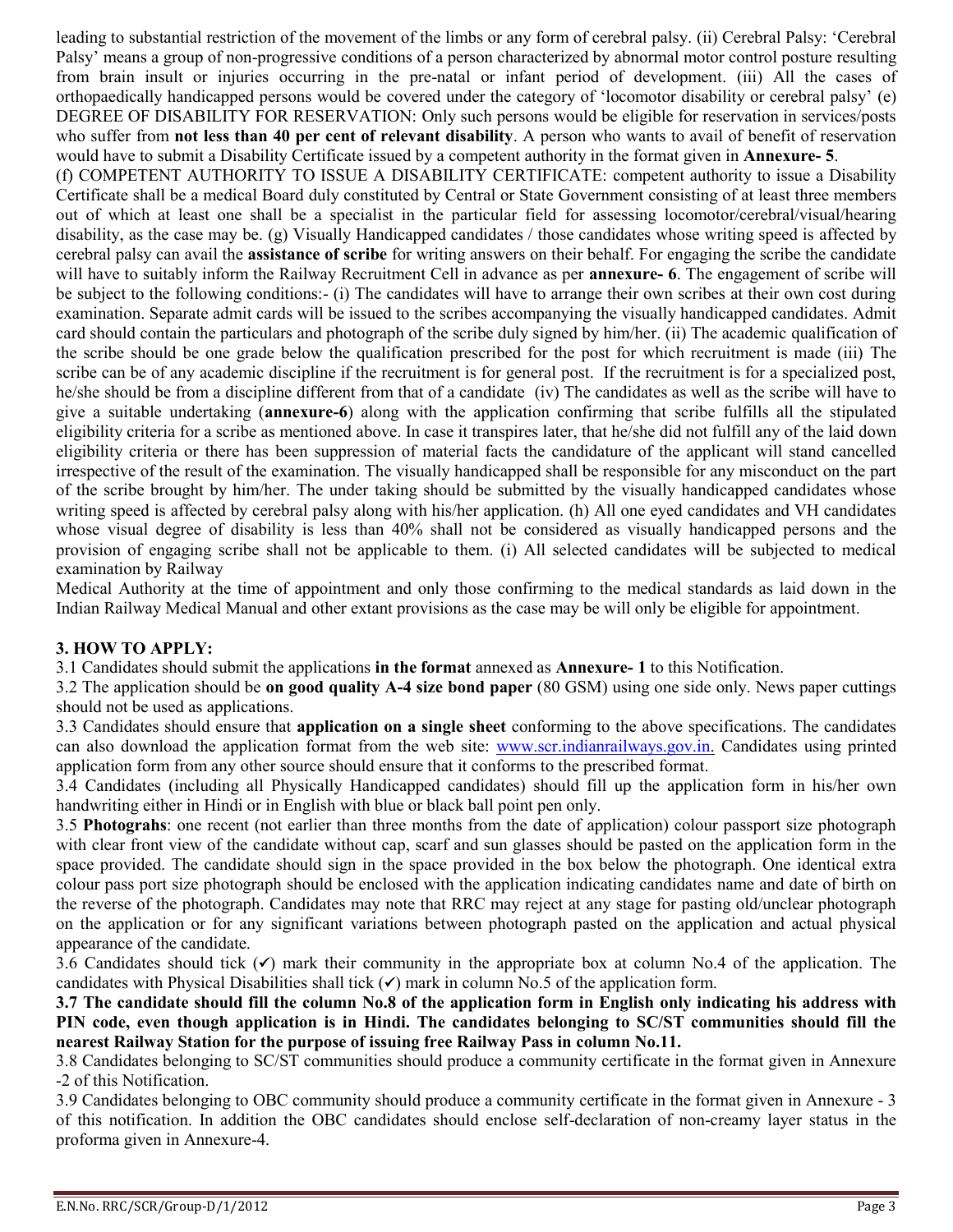leading to substantial restriction of the movement of the limbs or any form of cerebral palsy. (ii) Cerebral Palsy: 'Cerebral Palsy' means a group of non-progressive conditions of a person characterized by abnormal motor control posture resulting from brain insult or injuries occurring in the pre-natal or infant period of development. (iii) All the cases of orthopaedically handicapped persons would be covered under the category of 'locomotor disability or cerebral palsy' (e) DEGREE OF DISABILITY FOR RESERVATION: Only such persons would be eligible for reservation in services/posts who suffer from **not less than 40 per cent of relevant disability**. A person who wants to avail of benefit of reservation would have to submit a Disability Certificate issued by a competent authority in the format given in **Annexure- 5**.

(f) COMPETENT AUTHORITY TO ISSUE A DISABILITY CERTIFICATE: competent authority to issue a Disability Certificate shall be a medical Board duly constituted by Central or State Government consisting of at least three members out of which at least one shall be a specialist in the particular field for assessing locomotor/cerebral/visual/hearing disability, as the case may be. (g) Visually Handicapped candidates / those candidates whose writing speed is affected by cerebral palsy can avail the **assistance of scribe** for writing answers on their behalf. For engaging the scribe the candidate will have to suitably inform the Railway Recruitment Cell in advance as per **annexure- 6**. The engagement of scribe will be subject to the following conditions:- (i) The candidates will have to arrange their own scribes at their own cost during examination. Separate admit cards will be issued to the scribes accompanying the visually handicapped candidates. Admit card should contain the particulars and photograph of the scribe duly signed by him/her. (ii) The academic qualification of the scribe should be one grade below the qualification prescribed for the post for which recruitment is made (iii) The scribe can be of any academic discipline if the recruitment is for general post. If the recruitment is for a specialized post, he/she should be from a discipline different from that of a candidate (iv) The candidates as well as the scribe will have to give a suitable undertaking (**annexure-6**) along with the application confirming that scribe fulfills all the stipulated eligibility criteria for a scribe as mentioned above. In case it transpires later, that he/she did not fulfill any of the laid down eligibility criteria or there has been suppression of material facts the candidature of the applicant will stand cancelled irrespective of the result of the examination. The visually handicapped shall be responsible for any misconduct on the part of the scribe brought by him/her. The under taking should be submitted by the visually handicapped candidates whose writing speed is affected by cerebral palsy along with his/her application. (h) All one eyed candidates and VH candidates whose visual degree of disability is less than 40% shall not be considered as visually handicapped persons and the provision of engaging scribe shall not be applicable to them. (i) All selected candidates will be subjected to medical examination by Railway

Medical Authority at the time of appointment and only those confirming to the medical standards as laid down in the Indian Railway Medical Manual and other extant provisions as the case may be will only be eligible for appointment.

### 3. HOW TO APPLY:

3.1 Candidates should submit the applications **in the format** annexed as **Annexure- 1** to this Notification.

3.2 The application should be **on good quality A-4 size bond paper** (80 GSM) using one side only. News paper cuttings should not be used as applications.

3.3 Candidates should ensure that **application on a single sheet** conforming to the above specifications. The candidates can also download the application format from the web site: www.scr.indianrailways.gov.in. Candidates using printed application form from any other source should ensure that it conforms to the prescribed format.

3.4 Candidates (including all Physically Handicapped candidates) should fill up the application form in his/her own handwriting either in Hindi or in English with blue or black ball point pen only.

3.5 **Photograhs**: one recent (not earlier than three months from the date of application) colour passport size photograph with clear front view of the candidate without cap, scarf and sun glasses should be pasted on the application form in the space provided. The candidate should sign in the space provided in the box below the photograph. One identical extra colour pass port size photograph should be enclosed with the application indicating candidates name and date of birth on the reverse of the photograph. Candidates may note that RRC may reject at any stage for pasting old/unclear photograph on the application or for any significant variations between photograph pasted on the application and actual physical appearance of the candidate.

3.6 Candidates should tick (✓) mark their community in the appropriate box at column No.4 of the application. The candidates with Physical Disabilities shall tick (✓) mark in column No.5 of the application form.

**3.7 The candidate should fill the column No.8 of the application form in English only indicating his address with PIN code, even though application is in Hindi. The candidates belonging to SC/ST communities should fill the nearest Railway Station for the purpose of issuing free Railway Pass in column No.11.**

3.8 Candidates belonging to SC/ST communities should produce a community certificate in the format given in Annexure -2 of this Notification.

3.9 Candidates belonging to OBC community should produce a community certificate in the format given in Annexure - 3 of this notification. In addition the OBC candidates should enclose self-declaration of non-creamy layer status in the proforma given in Annexure-4.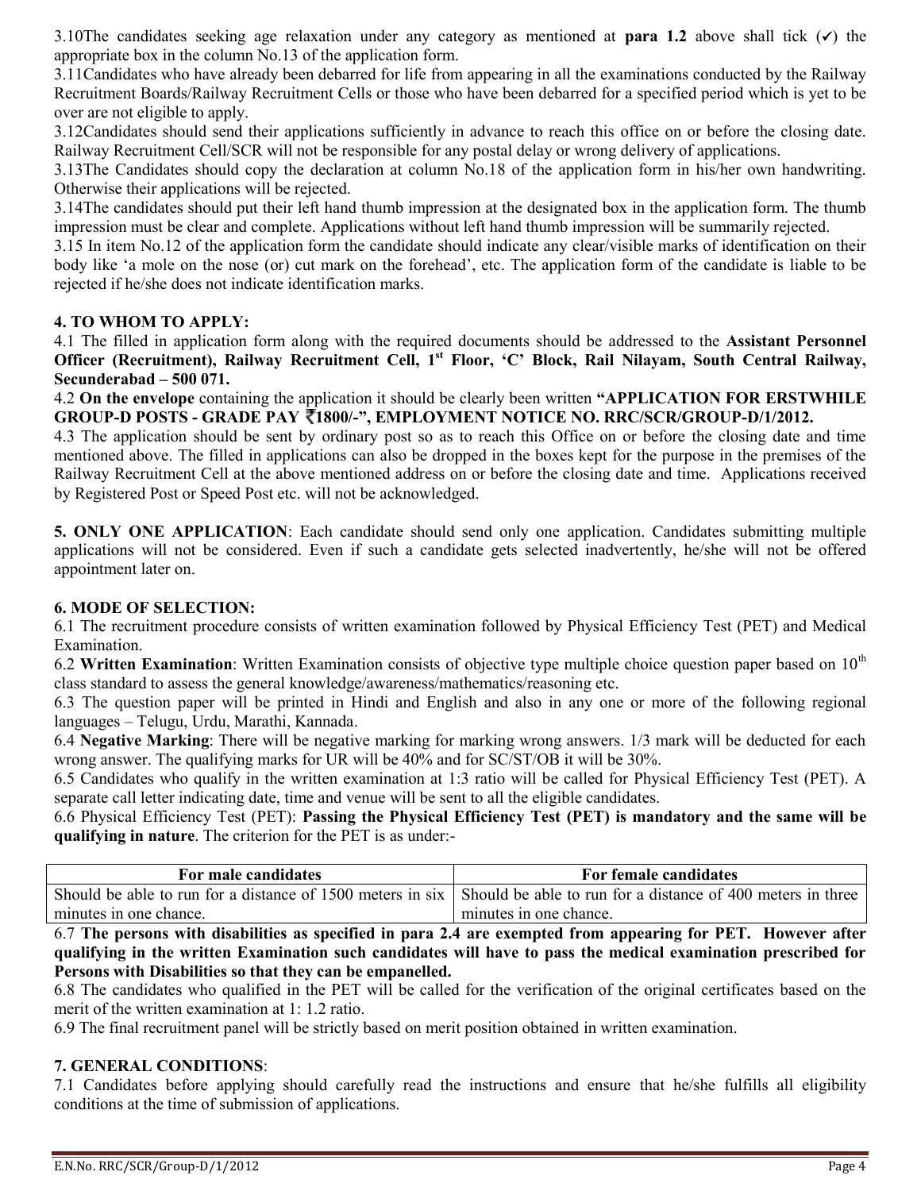3.10The candidates seeking age relaxation under any category as mentioned at **para 1.2** above shall tick (✓) the appropriate box in the column No.13 of the application form.

3.11Candidates who have already been debarred for life from appearing in all the examinations conducted by the Railway Recruitment Boards/Railway Recruitment Cells or those who have been debarred for a specified period which is yet to be over are not eligible to apply.

3.12Candidates should send their applications sufficiently in advance to reach this office on or before the closing date. Railway Recruitment Cell/SCR will not be responsible for any postal delay or wrong delivery of applications.

3.13The Candidates should copy the declaration at column No.18 of the application form in his/her own handwriting. Otherwise their applications will be rejected.

3.14The candidates should put their left hand thumb impression at the designated box in the application form. The thumb impression must be clear and complete. Applications without left hand thumb impression will be summarily rejected.

3.15 In item No.12 of the application form the candidate should indicate any clear/visible marks of identification on their body like 'a mole on the nose (or) cut mark on the forehead', etc. The application form of the candidate is liable to be rejected if he/she does not indicate identification marks.

## 4. TO WHOM TO APPLY:

4.1 The filled in application form along with the required documents should be addressed to the **Assistant Personnel Officer (Recruitment), Railway Recruitment Cell, 1st Floor, 'C' Block, Rail Nilayam, South Central Railway, Secunderabad – 500 071.**

4.2 **On the envelope** containing the application it should be clearly been written **"APPLICATION FOR ERSTWHILE GROUP-D POSTS - GRADE PAY ₹1800/-", EMPLOYMENT NOTICE NO. RRC/SCR/GROUP-D/1/2012.**

4.3 The application should be sent by ordinary post so as to reach this Office on or before the closing date and time mentioned above. The filled in applications can also be dropped in the boxes kept for the purpose in the premises of the Railway Recruitment Cell at the above mentioned address on or before the closing date and time. Applications received by Registered Post or Speed Post etc. will not be acknowledged.

**5. ONLY ONE APPLICATION**: Each candidate should send only one application. Candidates submitting multiple applications will not be considered. Even if such a candidate gets selected inadvertently, he/she will not be offered appointment later on.

## 6. MODE OF SELECTION:

6.1 The recruitment procedure consists of written examination followed by Physical Efficiency Test (PET) and Medical Examination.

6.2 **Written Examination**: Written Examination consists of objective type multiple choice question paper based on 10th class standard to assess the general knowledge/awareness/mathematics/reasoning etc.

6.3 The question paper will be printed in Hindi and English and also in any one or more of the following regional languages – Telugu, Urdu, Marathi, Kannada.

6.4 **Negative Marking**: There will be negative marking for marking wrong answers. 1/3 mark will be deducted for each wrong answer. The qualifying marks for UR will be 40% and for SC/ST/OB it will be 30%.

6.5 Candidates who qualify in the written examination at 1:3 ratio will be called for Physical Efficiency Test (PET). A separate call letter indicating date, time and venue will be sent to all the eligible candidates.

6.6 Physical Efficiency Test (PET): **Passing the Physical Efficiency Test (PET) is mandatory and the same will be qualifying in nature**. The criterion for the PET is as under:-

| For male candidates | For female candidates |
|---|---|
| Should be able to run for a distance of 1500 meters in six minutes in one chance. | Should be able to run for a distance of 400 meters in three minutes in one chance. |

6.7 **The persons with disabilities as specified in para 2.4 are exempted from appearing for PET. However after qualifying in the written Examination such candidates will have to pass the medical examination prescribed for Persons with Disabilities so that they can be empanelled.**

6.8 The candidates who qualified in the PET will be called for the verification of the original certificates based on the merit of the written examination at 1: 1.2 ratio.

6.9 The final recruitment panel will be strictly based on merit position obtained in written examination.

## 7. GENERAL CONDITIONS:

7.1 Candidates before applying should carefully read the instructions and ensure that he/she fulfills all eligibility conditions at the time of submission of applications.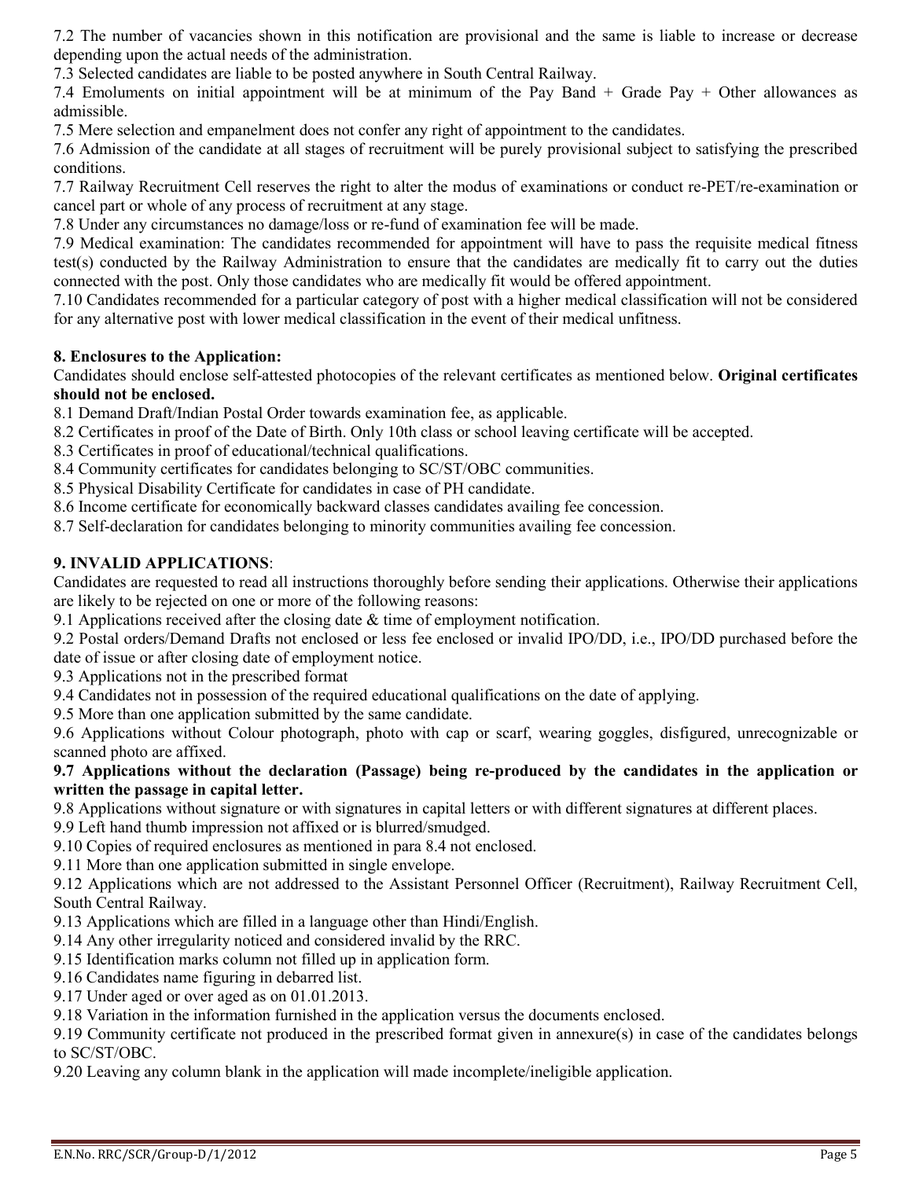7.2 The number of vacancies shown in this notification are provisional and the same is liable to increase or decrease depending upon the actual needs of the administration.

7.3 Selected candidates are liable to be posted anywhere in South Central Railway.

7.4 Emoluments on initial appointment will be at minimum of the Pay Band + Grade Pay + Other allowances as admissible.

7.5 Mere selection and empanelment does not confer any right of appointment to the candidates.

7.6 Admission of the candidate at all stages of recruitment will be purely provisional subject to satisfying the prescribed conditions.

7.7 Railway Recruitment Cell reserves the right to alter the modus of examinations or conduct re-PET/re-examination or cancel part or whole of any process of recruitment at any stage.

7.8 Under any circumstances no damage/loss or re-fund of examination fee will be made.

7.9 Medical examination: The candidates recommended for appointment will have to pass the requisite medical fitness test(s) conducted by the Railway Administration to ensure that the candidates are medically fit to carry out the duties connected with the post. Only those candidates who are medically fit would be offered appointment.

7.10 Candidates recommended for a particular category of post with a higher medical classification will not be considered for any alternative post with lower medical classification in the event of their medical unfitness.

**8. Enclosures to the Application:**

Candidates should enclose self-attested photocopies of the relevant certificates as mentioned below. **Original certificates should not be enclosed.**

8.1 Demand Draft/Indian Postal Order towards examination fee, as applicable.

8.2 Certificates in proof of the Date of Birth. Only 10th class or school leaving certificate will be accepted.

8.3 Certificates in proof of educational/technical qualifications.

8.4 Community certificates for candidates belonging to SC/ST/OBC communities.

8.5 Physical Disability Certificate for candidates in case of PH candidate.

8.6 Income certificate for economically backward classes candidates availing fee concession.

8.7 Self-declaration for candidates belonging to minority communities availing fee concession.

**9. INVALID APPLICATIONS**:

Candidates are requested to read all instructions thoroughly before sending their applications. Otherwise their applications are likely to be rejected on one or more of the following reasons:

9.1 Applications received after the closing date & time of employment notification.

9.2 Postal orders/Demand Drafts not enclosed or less fee enclosed or invalid IPO/DD, i.e., IPO/DD purchased before the date of issue or after closing date of employment notice.

9.3 Applications not in the prescribed format

9.4 Candidates not in possession of the required educational qualifications on the date of applying.

9.5 More than one application submitted by the same candidate.

9.6 Applications without Colour photograph, photo with cap or scarf, wearing goggles, disfigured, unrecognizable or scanned photo are affixed.

**9.7 Applications without the declaration (Passage) being re-produced by the candidates in the application or written the passage in capital letter.**

9.8 Applications without signature or with signatures in capital letters or with different signatures at different places.

9.9 Left hand thumb impression not affixed or is blurred/smudged.

9.10 Copies of required enclosures as mentioned in para 8.4 not enclosed.

9.11 More than one application submitted in single envelope.

9.12 Applications which are not addressed to the Assistant Personnel Officer (Recruitment), Railway Recruitment Cell, South Central Railway.

9.13 Applications which are filled in a language other than Hindi/English.

9.14 Any other irregularity noticed and considered invalid by the RRC.

9.15 Identification marks column not filled up in application form.

9.16 Candidates name figuring in debarred list.

9.17 Under aged or over aged as on 01.01.2013.

9.18 Variation in the information furnished in the application versus the documents enclosed.

9.19 Community certificate not produced in the prescribed format given in annexure(s) in case of the candidates belongs to SC/ST/OBC.

9.20 Leaving any column blank in the application will made incomplete/ineligible application.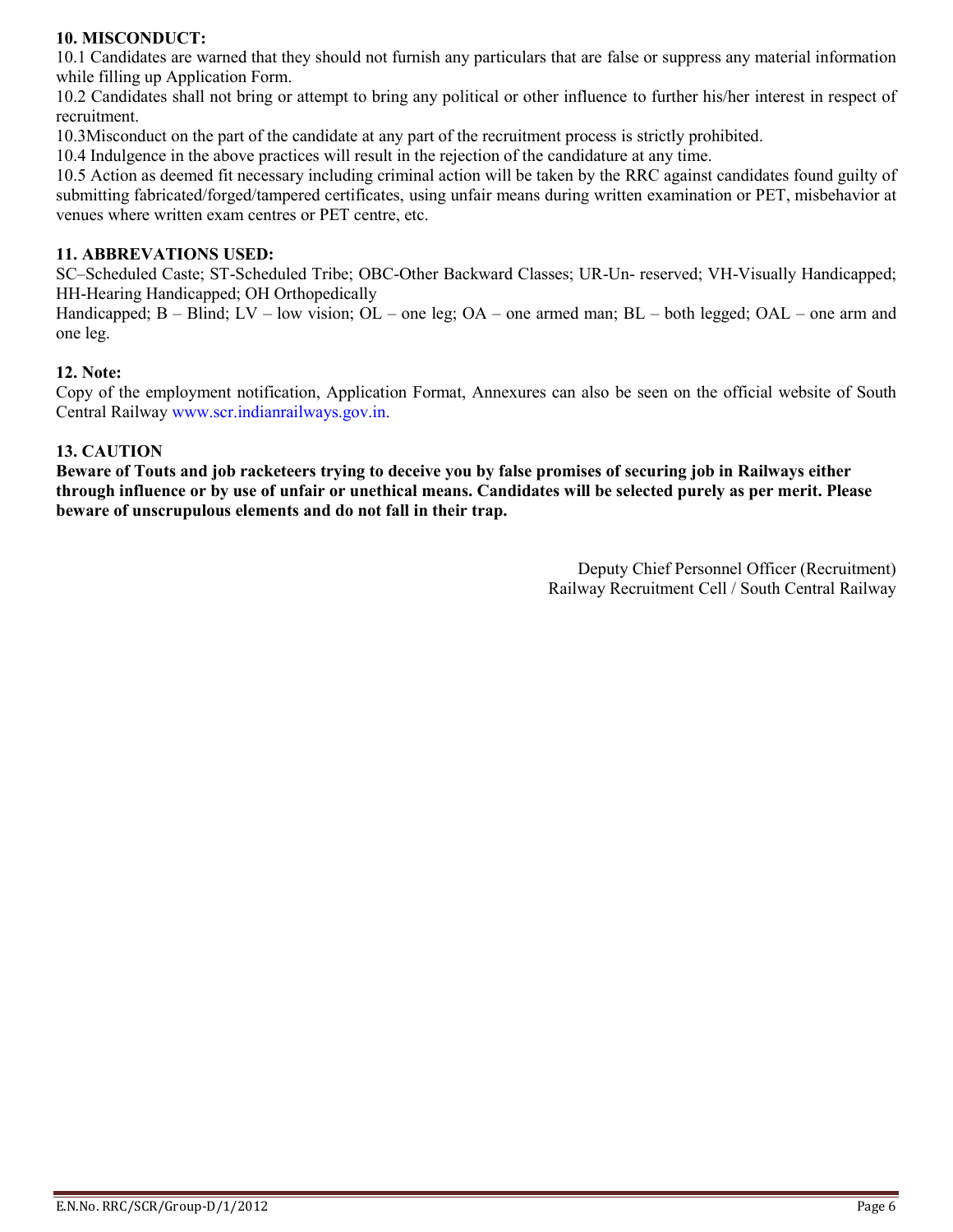**10. MISCONDUCT:**

10.1 Candidates are warned that they should not furnish any particulars that are false or suppress any material information while filling up Application Form.

10.2 Candidates shall not bring or attempt to bring any political or other influence to further his/her interest in respect of recruitment.

10.3Misconduct on the part of the candidate at any part of the recruitment process is strictly prohibited.

10.4 Indulgence in the above practices will result in the rejection of the candidature at any time.

10.5 Action as deemed fit necessary including criminal action will be taken by the RRC against candidates found guilty of submitting fabricated/forged/tampered certificates, using unfair means during written examination or PET, misbehavior at venues where written exam centres or PET centre, etc.

**11. ABBREVATIONS USED:**

SC–Scheduled Caste; ST-Scheduled Tribe; OBC-Other Backward Classes; UR-Un- reserved; VH-Visually Handicapped; HH-Hearing Handicapped; OH Orthopedically Handicapped; B – Blind; LV – low vision; OL – one leg; OA – one armed man; BL – both legged; OAL – one arm and one leg.

**12. Note:**

Copy of the employment notification, Application Format, Annexures can also be seen on the official website of South Central Railway www.scr.indianrailways.gov.in.

**13. CAUTION**

**Beware of Touts and job racketeers trying to deceive you by false promises of securing job in Railways either through influence or by use of unfair or unethical means. Candidates will be selected purely as per merit. Please beware of unscrupulous elements and do not fall in their trap.**

Deputy Chief Personnel Officer (Recruitment)
Railway Recruitment Cell / South Central Railway